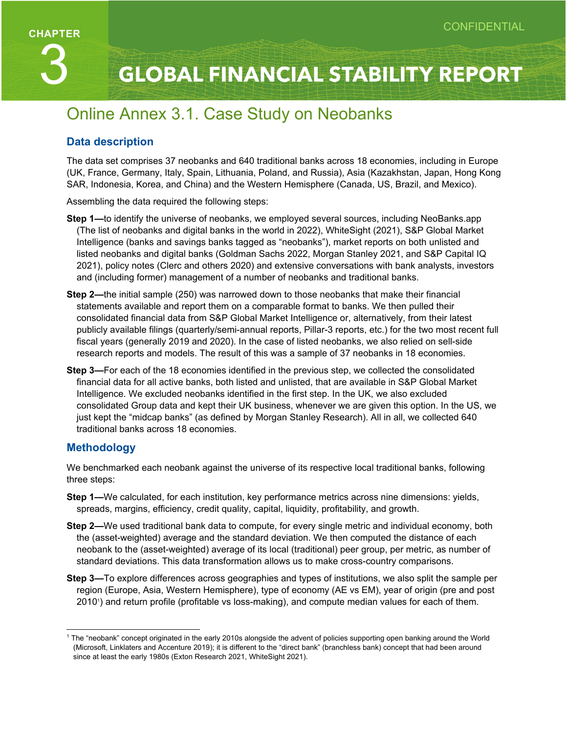CHAPTER 3

CONFIDENTIAL

# GLOBAL FINANCIAL STABILITY REPORT

## Online Annex 3.1. Case Study on Neobanks

### Data description

The data set comprises 37 neobanks and 640 traditional banks across 18 economies, including in Europe (UK, France, Germany, Italy, Spain, Lithuania, Poland, and Russia), Asia (Kazakhstan, Japan, Hong Kong SAR, Indonesia, Korea, and China) and the Western Hemisphere (Canada, US, Brazil, and Mexico).

Assembling the data required the following steps:

**Step 1—**to identify the universe of neobanks, we employed several sources, including NeoBanks.app (The list of neobanks and digital banks in the world in 2022), WhiteSight (2021), S&P Global Market Intelligence (banks and savings banks tagged as "neobanks"), market reports on both unlisted and listed neobanks and digital banks (Goldman Sachs 2022, Morgan Stanley 2021, and S&P Capital IQ 2021), policy notes (Clerc and others 2020) and extensive conversations with bank analysts, investors and (including former) management of a number of neobanks and traditional banks.

**Step 2—**the initial sample (250) was narrowed down to those neobanks that make their financial statements available and report them on a comparable format to banks. We then pulled their consolidated financial data from S&P Global Market Intelligence or, alternatively, from their latest publicly available filings (quarterly/semi-annual reports, Pillar-3 reports, etc.) for the two most recent full fiscal years (generally 2019 and 2020). In the case of listed neobanks, we also relied on sell-side research reports and models. The result of this was a sample of 37 neobanks in 18 economies.

**Step 3—**For each of the 18 economies identified in the previous step, we collected the consolidated financial data for all active banks, both listed and unlisted, that are available in S&P Global Market Intelligence. We excluded neobanks identified in the first step. In the UK, we also excluded consolidated Group data and kept their UK business, whenever we are given this option. In the US, we just kept the "midcap banks" (as defined by Morgan Stanley Research). All in all, we collected 640 traditional banks across 18 economies.

### Methodology

We benchmarked each neobank against the universe of its respective local traditional banks, following three steps:

**Step 1—**We calculated, for each institution, key performance metrics across nine dimensions: yields, spreads, margins, efficiency, credit quality, capital, liquidity, profitability, and growth.

**Step 2—**We used traditional bank data to compute, for every single metric and individual economy, both the (asset-weighted) average and the standard deviation. We then computed the distance of each neobank to the (asset-weighted) average of its local (traditional) peer group, per metric, as number of standard deviations. This data transformation allows us to make cross-country comparisons.

**Step 3—**To explore differences across geographies and types of institutions, we also split the sample per region (Europe, Asia, Western Hemisphere), type of economy (AE vs EM), year of origin (pre and post 2010[1]) and return profile (profitable vs loss-making), and compute median values for each of them.

[1] The "neobank" concept originated in the early 2010s alongside the advent of policies supporting open banking around the World (Microsoft, Linklaters and Accenture 2019); it is different to the "direct bank" (branchless bank) concept that had been around since at least the early 1980s (Exton Research 2021, WhiteSight 2021).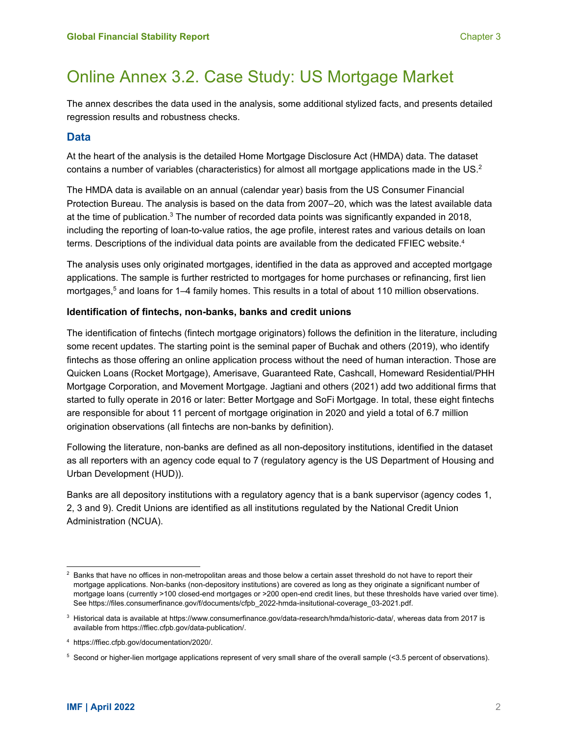# Online Annex 3.2. Case Study: US Mortgage Market

The annex describes the data used in the analysis, some additional stylized facts, and presents detailed regression results and robustness checks.

## Data

At the heart of the analysis is the detailed Home Mortgage Disclosure Act (HMDA) data. The dataset contains a number of variables (characteristics) for almost all mortgage applications made in the US.[2]

The HMDA data is available on an annual (calendar year) basis from the US Consumer Financial Protection Bureau. The analysis is based on the data from 2007–20, which was the latest available data at the time of publication.[3] The number of recorded data points was significantly expanded in 2018, including the reporting of loan-to-value ratios, the age profile, interest rates and various details on loan terms. Descriptions of the individual data points are available from the dedicated FFIEC website.[4]

The analysis uses only originated mortgages, identified in the data as approved and accepted mortgage applications. The sample is further restricted to mortgages for home purchases or refinancing, first lien mortgages,[5] and loans for 1–4 family homes. This results in a total of about 110 million observations.

### Identification of fintechs, non-banks, banks and credit unions

The identification of fintechs (fintech mortgage originators) follows the definition in the literature, including some recent updates. The starting point is the seminal paper of Buchak and others (2019), who identify fintechs as those offering an online application process without the need of human interaction. Those are Quicken Loans (Rocket Mortgage), Amerisave, Guaranteed Rate, Cashcall, Homeward Residential/PHH Mortgage Corporation, and Movement Mortgage. Jagtiani and others (2021) add two additional firms that started to fully operate in 2016 or later: Better Mortgage and SoFi Mortgage. In total, these eight fintechs are responsible for about 11 percent of mortgage origination in 2020 and yield a total of 6.7 million origination observations (all fintechs are non-banks by definition).

Following the literature, non-banks are defined as all non-depository institutions, identified in the dataset as all reporters with an agency code equal to 7 (regulatory agency is the US Department of Housing and Urban Development (HUD)).

Banks are all depository institutions with a regulatory agency that is a bank supervisor (agency codes 1, 2, 3 and 9). Credit Unions are identified as all institutions regulated by the National Credit Union Administration (NCUA).

---

[2] Banks that have no offices in non-metropolitan areas and those below a certain asset threshold do not have to report their mortgage applications. Non-banks (non-depository institutions) are covered as long as they originate a significant number of mortgage loans (currently >100 closed-end mortgages or >200 open-end credit lines, but these thresholds have varied over time). See https://files.consumerfinance.gov/f/documents/cfpb_2022-hmda-insitutional-coverage_03-2021.pdf.

[3] Historical data is available at https://www.consumerfinance.gov/data-research/hmda/historic-data/, whereas data from 2017 is available from https://ffiec.cfpb.gov/data-publication/.

[4] https://ffiec.cfpb.gov/documentation/2020/.

[5] Second or higher-lien mortgage applications represent of very small share of the overall sample (<3.5 percent of observations).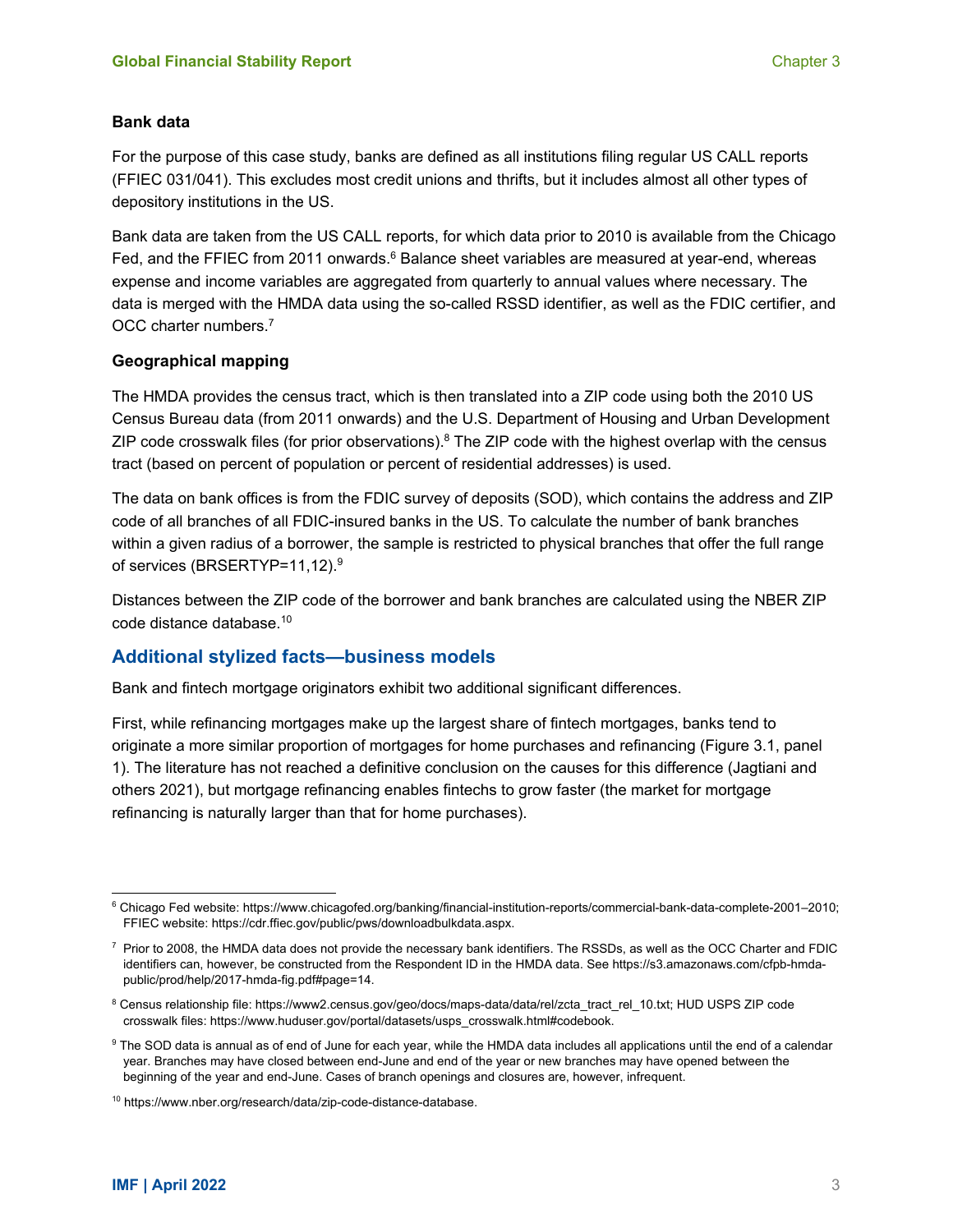### Bank data

For the purpose of this case study, banks are defined as all institutions filing regular US CALL reports (FFIEC 031/041). This excludes most credit unions and thrifts, but it includes almost all other types of depository institutions in the US.

Bank data are taken from the US CALL reports, for which data prior to 2010 is available from the Chicago Fed, and the FFIEC from 2011 onwards.[6] Balance sheet variables are measured at year-end, whereas expense and income variables are aggregated from quarterly to annual values where necessary. The data is merged with the HMDA data using the so-called RSSD identifier, as well as the FDIC certifier, and OCC charter numbers.[7]

### Geographical mapping

The HMDA provides the census tract, which is then translated into a ZIP code using both the 2010 US Census Bureau data (from 2011 onwards) and the U.S. Department of Housing and Urban Development ZIP code crosswalk files (for prior observations).[8] The ZIP code with the highest overlap with the census tract (based on percent of population or percent of residential addresses) is used.

The data on bank offices is from the FDIC survey of deposits (SOD), which contains the address and ZIP code of all branches of all FDIC-insured banks in the US. To calculate the number of bank branches within a given radius of a borrower, the sample is restricted to physical branches that offer the full range of services (BRSERTYP=11,12).[9]

Distances between the ZIP code of the borrower and bank branches are calculated using the NBER ZIP code distance database.[10]

## Additional stylized facts—business models

Bank and fintech mortgage originators exhibit two additional significant differences.

First, while refinancing mortgages make up the largest share of fintech mortgages, banks tend to originate a more similar proportion of mortgages for home purchases and refinancing (Figure 3.1, panel 1). The literature has not reached a definitive conclusion on the causes for this difference (Jagtiani and others 2021), but mortgage refinancing enables fintechs to grow faster (the market for mortgage refinancing is naturally larger than that for home purchases).

---

[6] Chicago Fed website: https://www.chicagofed.org/banking/financial-institution-reports/commercial-bank-data-complete-2001–2010; FFIEC website: https://cdr.ffiec.gov/public/pws/downloadbulkdata.aspx.

[7] Prior to 2008, the HMDA data does not provide the necessary bank identifiers. The RSSDs, as well as the OCC Charter and FDIC identifiers can, however, be constructed from the Respondent ID in the HMDA data. See https://s3.amazonaws.com/cfpb-hmda-public/prod/help/2017-hmda-fig.pdf#page=14.

[8] Census relationship file: https://www2.census.gov/geo/docs/maps-data/data/rel/zcta_tract_rel_10.txt; HUD USPS ZIP code crosswalk files: https://www.huduser.gov/portal/datasets/usps_crosswalk.html#codebook.

[9] The SOD data is annual as of end of June for each year, while the HMDA data includes all applications until the end of a calendar year. Branches may have closed between end-June and end of the year or new branches may have opened between the beginning of the year and end-June. Cases of branch openings and closures are, however, infrequent.

[10] https://www.nber.org/research/data/zip-code-distance-database.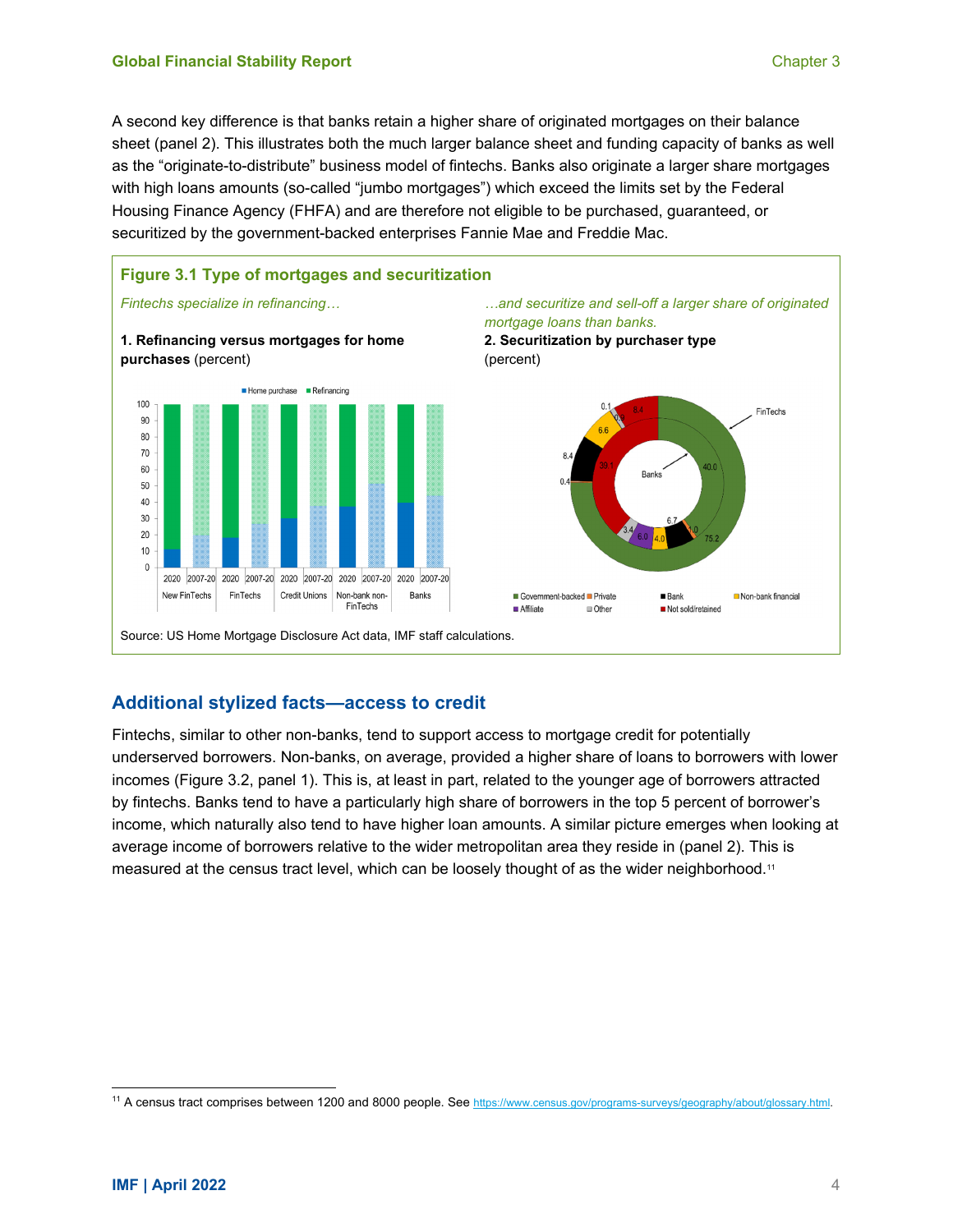A second key difference is that banks retain a higher share of originated mortgages on their balance sheet (panel 2). This illustrates both the much larger balance sheet and funding capacity of banks as well as the "originate-to-distribute" business model of fintechs. Banks also originate a larger share mortgages with high loans amounts (so-called "jumbo mortgages") which exceed the limits set by the Federal Housing Finance Agency (FHFA) and are therefore not eligible to be purchased, guaranteed, or securitized by the government-backed enterprises Fannie Mae and Freddie Mac.

**Figure 3.1 Type of mortgages and securitization**

*Fintechs specialize in refinancing…*

**1. Refinancing versus mortgages for home purchases** (percent)

Home purchase
Refinancing

100
90
80
70
60
50
40
30
20
10
0

2020 2007-20 2020 2007-20 2020 2007-20 2020 2007-20 2020 2007-20

New FinTechs
FinTechs
Credit Unions
Non-bank non-FinTechs
Banks

*…and securitize and sell-off a larger share of originated mortgage loans than banks.*

**2. Securitization by purchaser type** (percent)

FinTechs
Banks

0.1
0.9
8.4
6.6
8.4
39.1
0.4
40.0
6.7
1.0
3.4
6.0
4.0
75.2

Government-backed
Private
Bank
Non-bank financial
Affiliate
Other
Not sold/retained

Source: US Home Mortgage Disclosure Act data, IMF staff calculations.

## Additional stylized facts—access to credit

Fintechs, similar to other non-banks, tend to support access to mortgage credit for potentially underserved borrowers. Non-banks, on average, provided a higher share of loans to borrowers with lower incomes (Figure 3.2, panel 1). This is, at least in part, related to the younger age of borrowers attracted by fintechs. Banks tend to have a particularly high share of borrowers in the top 5 percent of borrower's income, which naturally also tend to have higher loan amounts. A similar picture emerges when looking at average income of borrowers relative to the wider metropolitan area they reside in (panel 2). This is measured at the census tract level, which can be loosely thought of as the wider neighborhood.[11]

[11] A census tract comprises between 1200 and 8000 people. See https://www.census.gov/programs-surveys/geography/about/glossary.html.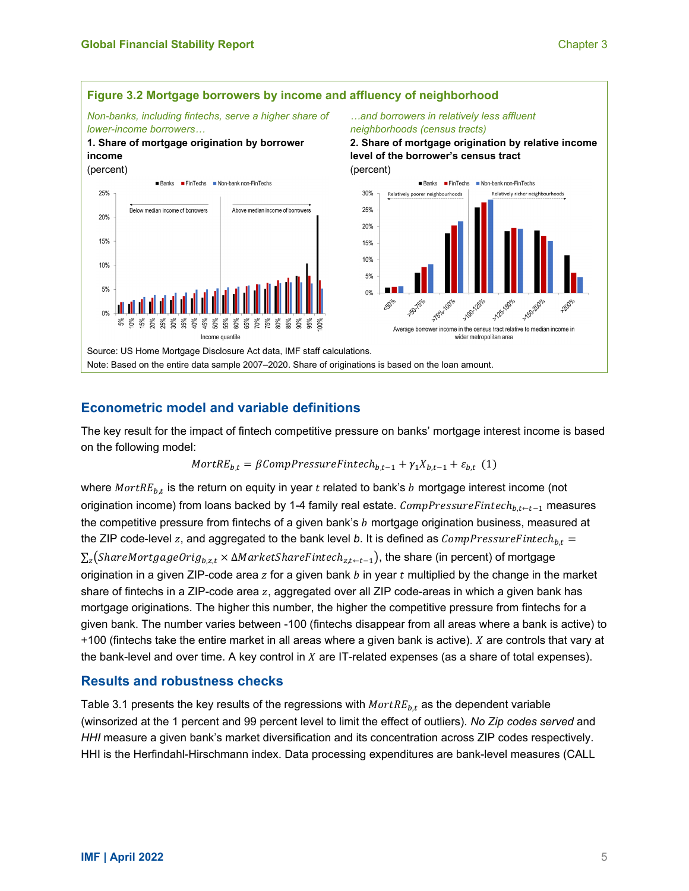### Figure 3.2 Mortgage borrowers by income and affluency of neighborhood

*Non-banks, including fintechs, serve a higher share of lower-income borrowers…*

**1. Share of mortgage origination by borrower income**
(percent)

■ Banks ■ FinTechs ■ Non-bank non-FinTechs

25%
20%
15%
10%
5%
0%

Below median income of borrowers
Above median income of borrowers

5% 10% 15% 20% 25% 30% 35% 40% 45% 50% 55% 60% 65% 70% 75% 80% 85% 90% 95% 100%

Income quantile

*…and borrowers in relatively less affluent neighborhoods (census tracts)*

**2. Share of mortgage origination by relative income level of the borrower's census tract**
(percent)

■ Banks ■ FinTechs ■ Non-bank non-FinTechs

30%
25%
20%
15%
10%
5%
0%

Relatively poorer neighbourhoods
Relatively richer neighbourhoods

<50% >50-75% >75%-100% >100-125% >125-150% >150-200% >200%

Average borrower income in the census tract relative to median income in wider metropolitan area

Source: US Home Mortgage Disclosure Act data, IMF staff calculations.
Note: Based on the entire data sample 2007–2020. Share of originations is based on the loan amount.

## Econometric model and variable definitions

The key result for the impact of fintech competitive pressure on banks' mortgage interest income is based on the following model:

$$MortRE_{b,t} = \beta CompPressureFintech_{b,t-1} + \gamma_1 X_{b,t-1} + \varepsilon_{b,t} \quad (1)$$

where $MortRE_{b,t}$ is the return on equity in year $t$ related to bank's $b$ mortgage interest income (not origination income) from loans backed by 1-4 family real estate. $CompPressureFintech_{b,t\leftarrow t-1}$ measures the competitive pressure from fintechs of a given bank's $b$ mortgage origination business, measured at the ZIP code-level $z$, and aggregated to the bank level $b$. It is defined as $CompPressureFintech_{b,t} = \sum_z (ShareMortgageOrig_{b,z,t} \times \Delta MarketShareFintech_{z,t\leftarrow t-1})$, the share (in percent) of mortgage origination in a given ZIP-code area $z$ for a given bank $b$ in year $t$ multiplied by the change in the market share of fintechs in a ZIP-code area $z$, aggregated over all ZIP code-areas in which a given bank has mortgage originations. The higher this number, the higher the competitive pressure from fintechs for a given bank. The number varies between -100 (fintechs disappear from all areas where a bank is active) to +100 (fintechs take the entire market in all areas where a given bank is active). $X$ are controls that vary at the bank-level and over time. A key control in $X$ are IT-related expenses (as a share of total expenses).

## Results and robustness checks

Table 3.1 presents the key results of the regressions with $MortRE_{b,t}$ as the dependent variable (winsorized at the 1 percent and 99 percent level to limit the effect of outliers). *No Zip codes served* and *HHI* measure a given bank's market diversification and its concentration across ZIP codes respectively. HHI is the Herfindahl-Hirschmann index. Data processing expenditures are bank-level measures (CALL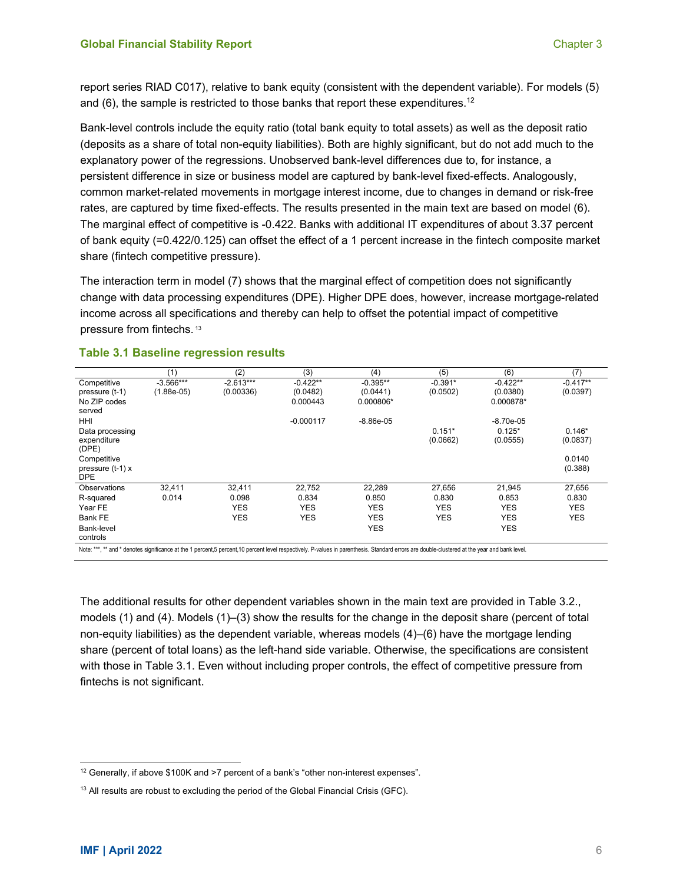report series RIAD C017), relative to bank equity (consistent with the dependent variable). For models (5) and (6), the sample is restricted to those banks that report these expenditures.[12]

Bank-level controls include the equity ratio (total bank equity to total assets) as well as the deposit ratio (deposits as a share of total non-equity liabilities). Both are highly significant, but do not add much to the explanatory power of the regressions. Unobserved bank-level differences due to, for instance, a persistent difference in size or business model are captured by bank-level fixed-effects. Analogously, common market-related movements in mortgage interest income, due to changes in demand or risk-free rates, are captured by time fixed-effects. The results presented in the main text are based on model (6). The marginal effect of competitive is -0.422. Banks with additional IT expenditures of about 3.37 percent of bank equity (=0.422/0.125) can offset the effect of a 1 percent increase in the fintech composite market share (fintech competitive pressure).

The interaction term in model (7) shows that the marginal effect of competition does not significantly change with data processing expenditures (DPE). Higher DPE does, however, increase mortgage-related income across all specifications and thereby can help to offset the potential impact of competitive pressure from fintechs.[13]

### Table 3.1 Baseline regression results

| | (1) | (2) | (3) | (4) | (5) | (6) | (7) |
|---|---|---|---|---|---|---|---|
| Competitive pressure (t-1) | -3.566*** (1.88e-05) | -2.613*** (0.00336) | -0.422** (0.0482) | -0.395** (0.0441) | -0.391* (0.0502) | -0.422** (0.0380) | -0.417** (0.0397) |
| No ZIP codes served | | | 0.000443 | 0.000806* | | 0.000878* | |
| HHI | | | -0.000117 | -8.86e-05 | | -8.70e-05 | |
| Data processing expenditure (DPE) | | | | | 0.151* (0.0662) | 0.125* (0.0555) | 0.146* (0.0837) |
| Competitive pressure (t-1) x DPE | | | | | | | 0.0140 (0.388) |
| Observations | 32,411 | 32,411 | 22,752 | 22,289 | 27,656 | 21,945 | 27,656 |
| R-squared | 0.014 | 0.098 | 0.834 | 0.850 | 0.830 | 0.853 | 0.830 |
| Year FE | | YES | YES | YES | YES | YES | YES |
| Bank FE | | YES | YES | YES | YES | YES | YES |
| Bank-level controls | | | | YES | | YES | |

Note: ***, ** and * denotes significance at the 1 percent,5 percent,10 percent level respectively. P-values in parenthesis. Standard errors are double-clustered at the year and bank level.

The additional results for other dependent variables shown in the main text are provided in Table 3.2., models (1) and (4). Models (1)–(3) show the results for the change in the deposit share (percent of total non-equity liabilities) as the dependent variable, whereas models (4)–(6) have the mortgage lending share (percent of total loans) as the left-hand side variable. Otherwise, the specifications are consistent with those in Table 3.1. Even without including proper controls, the effect of competitive pressure from fintechs is not significant.

[12] Generally, if above $100K and >7 percent of a bank's "other non-interest expenses".

[13] All results are robust to excluding the period of the Global Financial Crisis (GFC).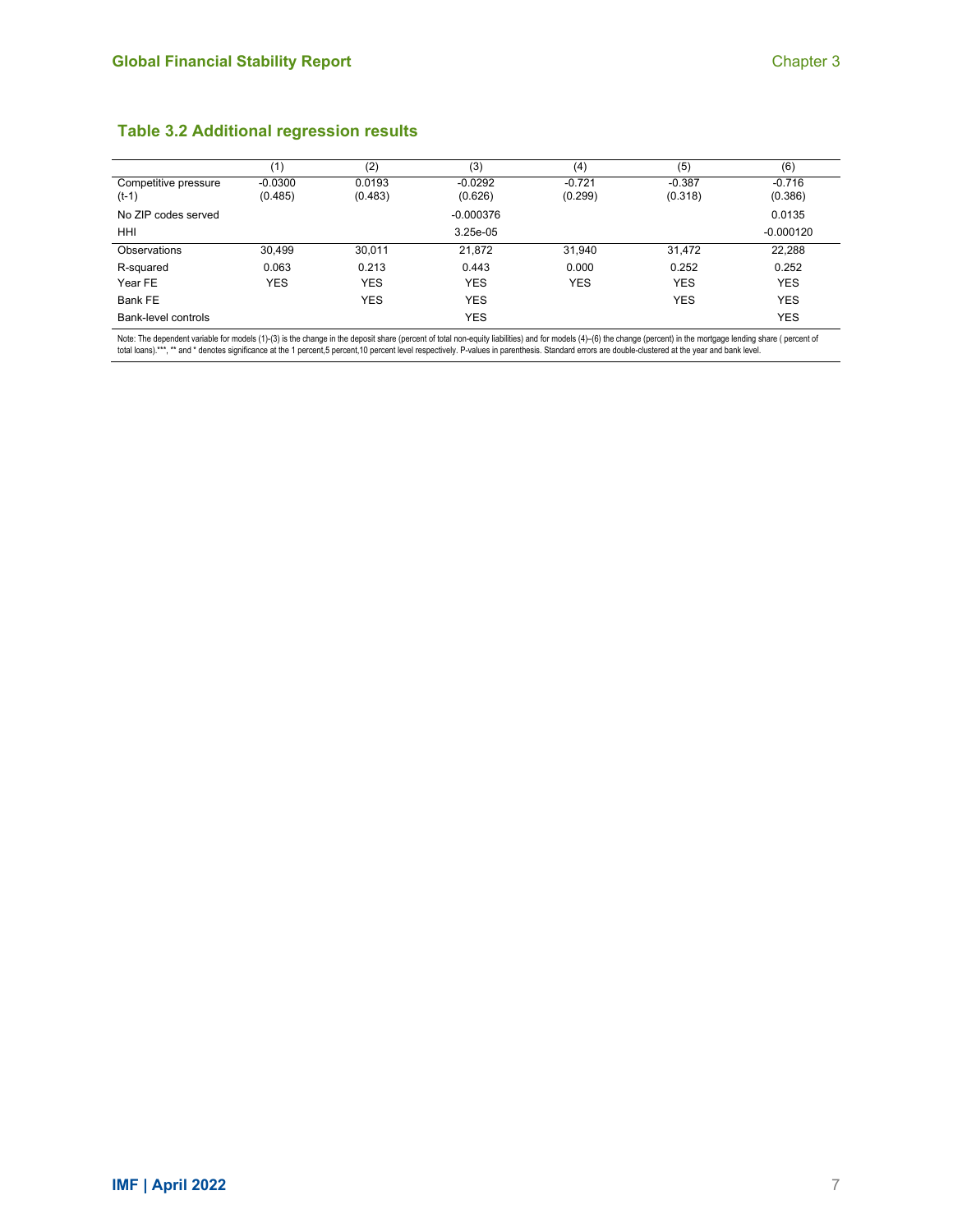### Table 3.2 Additional regression results

| | (1) | (2) | (3) | (4) | (5) | (6) |
|---|---|---|---|---|---|---|
| Competitive pressure (t-1) | -0.0300<br>(0.485) | 0.0193<br>(0.483) | -0.0292<br>(0.626) | -0.721<br>(0.299) | -0.387<br>(0.318) | -0.716<br>(0.386) |
| No ZIP codes served | | | -0.000376 | | | 0.0135 |
| HHI | | | 3.25e-05 | | | -0.000120 |
| Observations | 30,499 | 30,011 | 21,872 | 31,940 | 31,472 | 22,288 |
| R-squared | 0.063 | 0.213 | 0.443 | 0.000 | 0.252 | 0.252 |
| Year FE | YES | YES | YES | YES | YES | YES |
| Bank FE | | YES | YES | | YES | YES |
| Bank-level controls | | | YES | | | YES |

Note: The dependent variable for models (1)-(3) is the change in the deposit share (percent of total non-equity liabilities) and for models (4)–(6) the change (percent) in the mortgage lending share ( percent of total loans).***, ** and * denotes significance at the 1 percent,5 percent,10 percent level respectively. P-values in parenthesis. Standard errors are double-clustered at the year and bank level.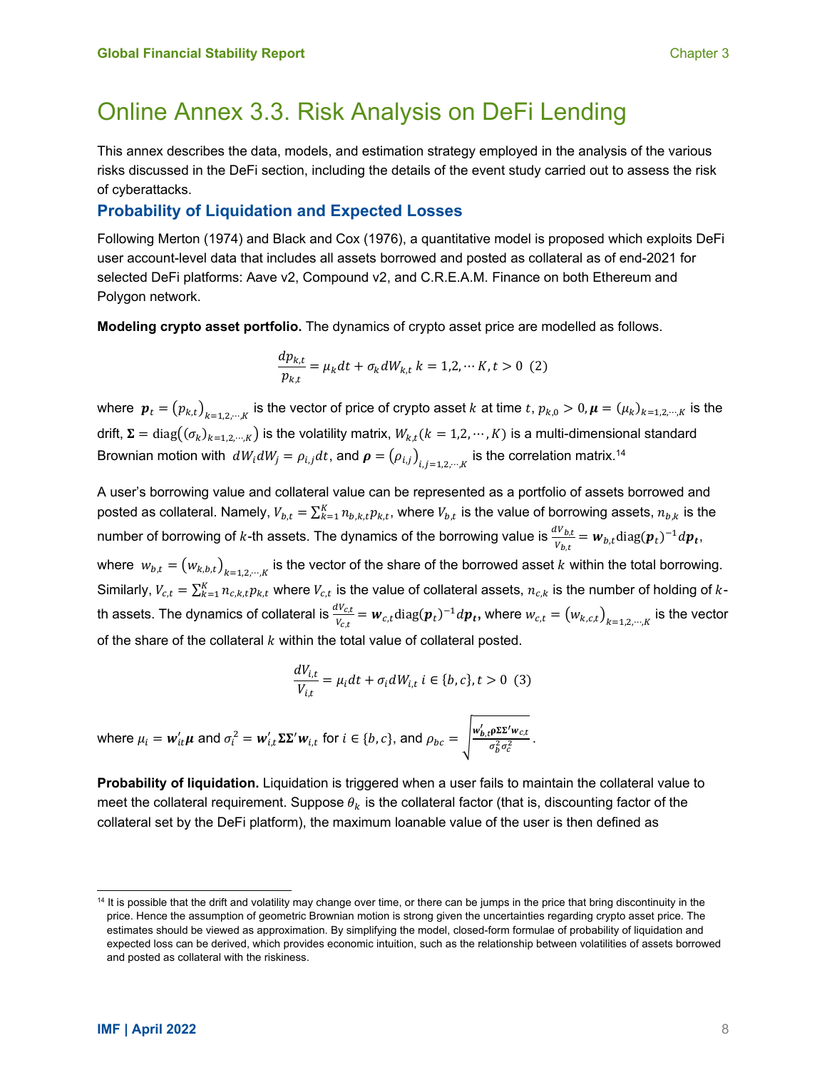# Online Annex 3.3. Risk Analysis on DeFi Lending

This annex describes the data, models, and estimation strategy employed in the analysis of the various risks discussed in the DeFi section, including the details of the event study carried out to assess the risk of cyberattacks.

## Probability of Liquidation and Expected Losses

Following Merton (1974) and Black and Cox (1976), a quantitative model is proposed which exploits DeFi user account-level data that includes all assets borrowed and posted as collateral as of end-2021 for selected DeFi platforms: Aave v2, Compound v2, and C.R.E.A.M. Finance on both Ethereum and Polygon network.

**Modeling crypto asset portfolio.** The dynamics of crypto asset price are modelled as follows.

$$\frac{dp_{k,t}}{p_{k,t}} = \mu_k dt + \sigma_k dW_{k,t} \; k = 1,2,\cdots K, t > 0 \;\; (2)$$

where $\boldsymbol{p}_t = \left(p_{k,t}\right)_{k=1,2,\cdots,K}$ is the vector of price of crypto asset $k$ at time $t$, $p_{k,0} > 0, \boldsymbol{\mu} = (\mu_k)_{k=1,2,\cdots,K}$ is the drift, $\boldsymbol{\Sigma} = \mathrm{diag}\left((\sigma_k)_{k=1,2,\cdots,K}\right)$ is the volatility matrix, $W_{k,t}(k = 1,2,\cdots,K)$ is a multi-dimensional standard Brownian motion with $dW_i dW_j = \rho_{i,j}dt$, and $\boldsymbol{\rho} = \left(\rho_{i,j}\right)_{i,j=1,2,\cdots,K}$ is the correlation matrix.[14]

A user's borrowing value and collateral value can be represented as a portfolio of assets borrowed and posted as collateral. Namely, $V_{b,t} = \sum_{k=1}^{K} n_{b,k,t} p_{k,t}$, where $V_{b,t}$ is the value of borrowing assets, $n_{b,k}$ is the number of borrowing of $k$-th assets. The dynamics of the borrowing value is $\frac{dV_{b,t}}{V_{b,t}} = \boldsymbol{w}_{b,t}\mathrm{diag}(\boldsymbol{p}_t)^{-1}d\boldsymbol{p}_t$, where $w_{b,t} = \left(w_{k,b,t}\right)_{k=1,2,\cdots,K}$ is the vector of the share of the borrowed asset $k$ within the total borrowing. Similarly, $V_{c,t} = \sum_{k=1}^{K} n_{c,k,t} p_{k,t}$ where $V_{c,t}$ is the value of collateral assets, $n_{c,k}$ is the number of holding of $k$-th assets. The dynamics of collateral is $\frac{dV_{c,t}}{V_{c,t}} = \boldsymbol{w}_{c,t}\mathrm{diag}(\boldsymbol{p}_t)^{-1}d\boldsymbol{p}_t$**,** where $w_{c,t} = \left(w_{k,c,t}\right)_{k=1,2,\cdots,K}$ is the vector of the share of the collateral $k$ within the total value of collateral posted.

$$\frac{dV_{i,t}}{V_{i,t}} = \mu_i dt + \sigma_i dW_{i,t} \; i \in \{b,c\}, t > 0 \;\; (3)$$

where $\mu_i = \boldsymbol{w}_{it}'\boldsymbol{\mu}$ and $\sigma_i^2 = \boldsymbol{w}_{i,t}'\boldsymbol{\Sigma}\boldsymbol{\Sigma}'\boldsymbol{w}_{i,t}$ for $i \in \{b,c\}$, and $\rho_{bc} = \sqrt{\frac{\boldsymbol{w}_{b,t}'\boldsymbol{\rho}\boldsymbol{\Sigma}\boldsymbol{\Sigma}'\boldsymbol{w}_{c,t}}{\sigma_b^2\sigma_c^2}}$.

**Probability of liquidation.** Liquidation is triggered when a user fails to maintain the collateral value to meet the collateral requirement. Suppose $\theta_k$ is the collateral factor (that is, discounting factor of the collateral set by the DeFi platform), the maximum loanable value of the user is then defined as

[14] It is possible that the drift and volatility may change over time, or there can be jumps in the price that bring discontinuity in the price. Hence the assumption of geometric Brownian motion is strong given the uncertainties regarding crypto asset price. The estimates should be viewed as approximation. By simplifying the model, closed-form formulae of probability of liquidation and expected loss can be derived, which provides economic intuition, such as the relationship between volatilities of assets borrowed and posted as collateral with the riskiness.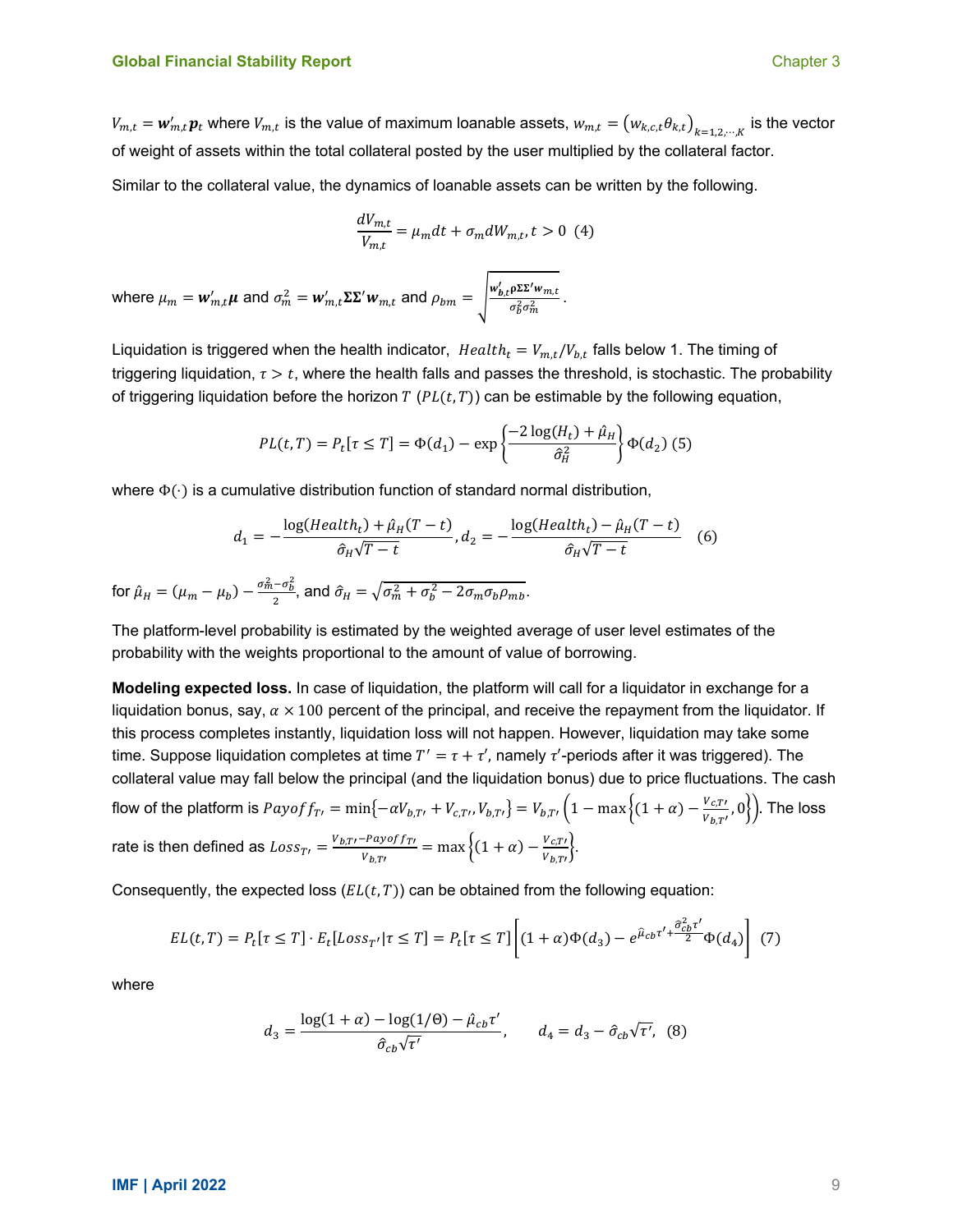$V_{m,t} = \boldsymbol{w}'_{m,t}\boldsymbol{p}_t$ where $V_{m,t}$ is the value of maximum loanable assets, $w_{m,t} = \left(w_{k,c,t}\theta_{k,t}\right)_{k=1,2,\cdots,K}$ is the vector of weight of assets within the total collateral posted by the user multiplied by the collateral factor.

Similar to the collateral value, the dynamics of loanable assets can be written by the following.

$$\frac{dV_{m,t}}{V_{m,t}} = \mu_m dt + \sigma_m dW_{m,t}, t > 0 \ \ (4)$$

where $\mu_m = \boldsymbol{w}'_{m,t}\boldsymbol{\mu}$ and $\sigma_m^2 = \boldsymbol{w}'_{m,t}\boldsymbol{\Sigma\Sigma}'\boldsymbol{w}_{m,t}$ and $\rho_{bm} = \sqrt{\frac{\boldsymbol{w}'_{b,t}\boldsymbol{\rho\Sigma\Sigma}'\boldsymbol{w}_{m,t}}{\sigma_b^2\sigma_m^2}}$.

Liquidation is triggered when the health indicator, $Health_t = V_{m,t}/V_{b,t}$ falls below 1. The timing of triggering liquidation, $\tau > t$, where the health falls and passes the threshold, is stochastic. The probability of triggering liquidation before the horizon $T$ ($PL(t,T)$) can be estimable by the following equation,

$$PL(t,T) = P_t[\tau \leq T] = \Phi(d_1) - \exp\left\{\frac{-2\log(H_t) + \hat{\mu}_H}{\hat{\sigma}_H^2}\right\}\Phi(d_2) \ (5)$$

where $\Phi(\cdot)$ is a cumulative distribution function of standard normal distribution,

$$d_1 = -\frac{\log(Health_t) + \hat{\mu}_H(T-t)}{\hat{\sigma}_H\sqrt{T-t}}, d_2 = -\frac{\log(Health_t) - \hat{\mu}_H(T-t)}{\hat{\sigma}_H\sqrt{T-t}} \quad (6)$$

for $\hat{\mu}_H = (\mu_m - \mu_b) - \frac{\sigma_m^2 - \sigma_b^2}{2}$, and $\hat{\sigma}_H = \sqrt{\sigma_m^2 + \sigma_b^2 - 2\sigma_m\sigma_b\rho_{mb}}$.

The platform-level probability is estimated by the weighted average of user level estimates of the probability with the weights proportional to the amount of value of borrowing.

**Modeling expected loss.** In case of liquidation, the platform will call for a liquidator in exchange for a liquidation bonus, say, $\alpha \times 100$ percent of the principal, and receive the repayment from the liquidator. If this process completes instantly, liquidation loss will not happen. However, liquidation may take some time. Suppose liquidation completes at time $T' = \tau + \tau'$, namely $\tau'$-periods after it was triggered). The collateral value may fall below the principal (and the liquidation bonus) due to price fluctuations. The cash flow of the platform is $Payoff_{T'} = \min\{-\alpha V_{b,T'} + V_{c,T'}, V_{b,T'}\} = V_{b,T'}\left(1 - \max\left\{(1+\alpha) - \frac{V_{c,T'}}{V_{b,T'}}, 0\right\}\right)$. The loss rate is then defined as $Loss_{T'} = \frac{V_{b,T'} - Payoff_{T'}}{V_{b,T'}} = \max\left\{(1+\alpha) - \frac{V_{c,T'}}{V_{b,T'}}\right\}$.

Consequently, the expected loss ($EL(t,T)$) can be obtained from the following equation:

$$EL(t,T) = P_t[\tau \leq T] \cdot E_t[Loss_{T'}|\tau \leq T] = P_t[\tau \leq T]\left[(1+\alpha)\Phi(d_3) - e^{\hat{\mu}_{cb}\tau' + \frac{\hat{\sigma}_{cb}^2\tau'}{2}}\Phi(d_4)\right] \ \ (7)$$

where

$$d_3 = \frac{\log(1+\alpha) - \log(1/\Theta) - \hat{\mu}_{cb}\tau'}{\hat{\sigma}_{cb}\sqrt{\tau'}}, \qquad d_4 = d_3 - \hat{\sigma}_{cb}\sqrt{\tau'}, \ \ (8)$$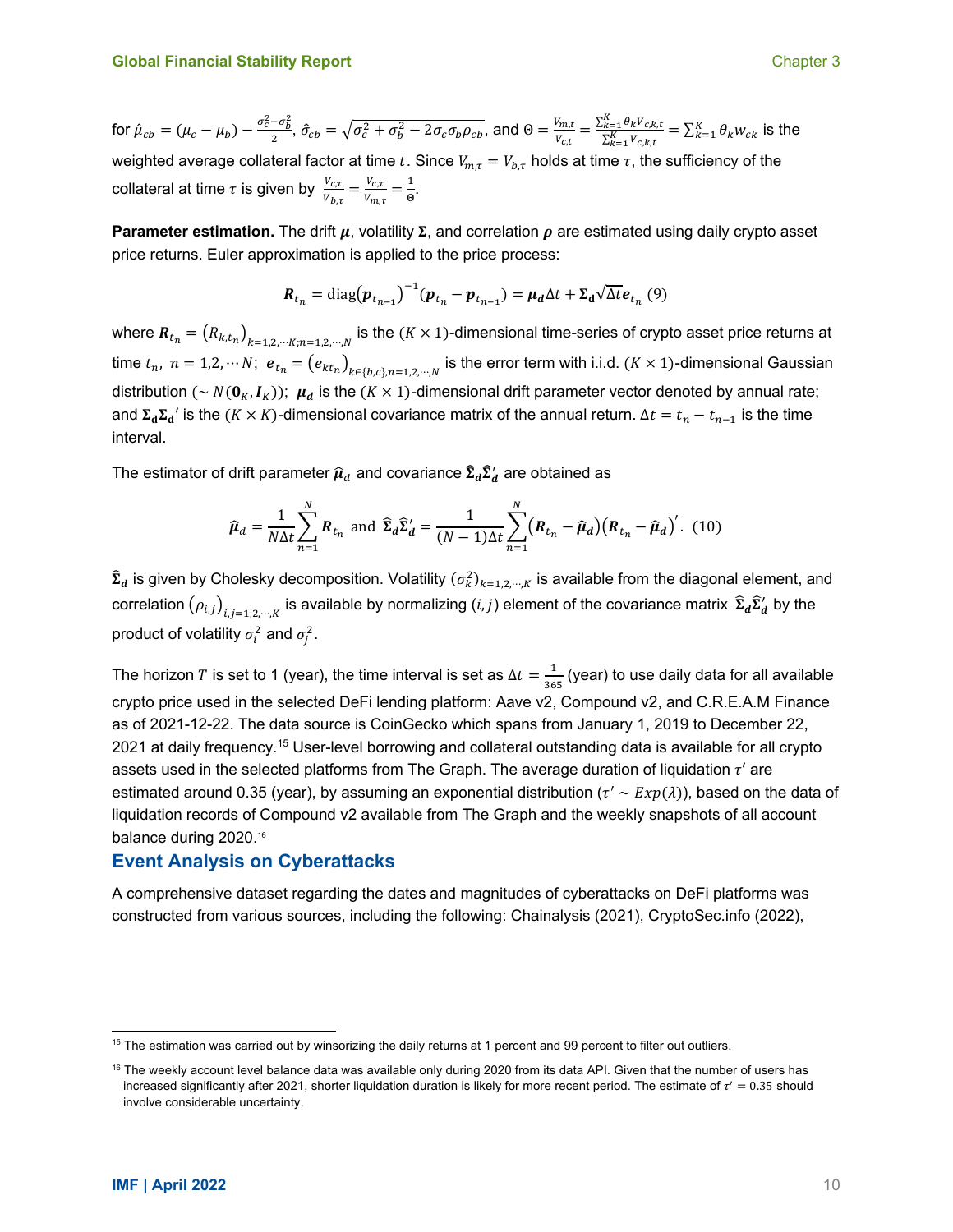for $\hat{\mu}_{cb} = (\mu_c - \mu_b) - \frac{\sigma_c^2 - \sigma_b^2}{2}$, $\hat{\sigma}_{cb} = \sqrt{\sigma_c^2 + \sigma_b^2 - 2\sigma_c\sigma_b\rho_{cb}}$, and $\Theta = \frac{V_{m,t}}{V_{c,t}} = \frac{\sum_{k=1}^{K}\theta_k V_{c,k,t}}{\sum_{k=1}^{K} V_{c,k,t}} = \sum_{k=1}^{K}\theta_k w_{ck}$ is the weighted average collateral factor at time $t$. Since $V_{m,\tau} = V_{b,\tau}$ holds at time $\tau$, the sufficiency of the collateral at time $\tau$ is given by $\frac{V_{c,\tau}}{V_{b,\tau}} = \frac{V_{c,\tau}}{V_{m,\tau}} = \frac{1}{\Theta}$.

**Parameter estimation.** The drift $\boldsymbol{\mu}$, volatility $\boldsymbol{\Sigma}$, and correlation $\boldsymbol{\rho}$ are estimated using daily crypto asset price returns. Euler approximation is applied to the price process:

$$\boldsymbol{R}_{t_n} = \mathrm{diag}(\boldsymbol{p}_{t_{n-1}})^{-1}(\boldsymbol{p}_{t_n} - \boldsymbol{p}_{t_{n-1}}) = \boldsymbol{\mu_d}\Delta t + \boldsymbol{\Sigma_d}\sqrt{\Delta t}\boldsymbol{e}_{t_n} \quad (9)$$

where $\boldsymbol{R}_{t_n} = (R_{k,t_n})_{k=1,2,\cdots K; n=1,2,\cdots,N}$ is the $(K \times 1)$-dimensional time-series of crypto asset price returns at time $t_n$, $n = 1,2,\cdots N$; $\boldsymbol{e}_{t_n} = (e_{kt_n})_{k\in\{b,c\}, n=1,2,\cdots,N}$ is the error term with i.i.d. $(K \times 1)$-dimensional Gaussian distribution $(\sim N(\boldsymbol{0}_K, \boldsymbol{I}_K))$; $\boldsymbol{\mu_d}$ is the $(K \times 1)$-dimensional drift parameter vector denoted by annual rate; and $\boldsymbol{\Sigma_d}\boldsymbol{\Sigma_d}'$ is the $(K \times K)$-dimensional covariance matrix of the annual return. $\Delta t = t_n - t_{n-1}$ is the time interval.

The estimator of drift parameter $\widehat{\boldsymbol{\mu}}_d$ and covariance $\widehat{\boldsymbol{\Sigma}}_d\widehat{\boldsymbol{\Sigma}}_d'$ are obtained as

$$\widehat{\boldsymbol{\mu}}_d = \frac{1}{N\Delta t}\sum_{n=1}^{N}\boldsymbol{R}_{t_n} \text{ and } \widehat{\boldsymbol{\Sigma}}_d\widehat{\boldsymbol{\Sigma}}_d' = \frac{1}{(N-1)\Delta t}\sum_{n=1}^{N}(\boldsymbol{R}_{t_n} - \widehat{\boldsymbol{\mu}}_d)(\boldsymbol{R}_{t_n} - \widehat{\boldsymbol{\mu}}_d)'. \quad (10)$$

$\widehat{\boldsymbol{\Sigma}}_d$ is given by Cholesky decomposition. Volatility $(\sigma_k^2)_{k=1,2,\cdots,K}$ is available from the diagonal element, and correlation $(\rho_{i,j})_{i,j=1,2,\cdots,K}$ is available by normalizing $(i,j)$ element of the covariance matrix $\widehat{\boldsymbol{\Sigma}}_d\widehat{\boldsymbol{\Sigma}}_d'$ by the product of volatility $\sigma_i^2$ and $\sigma_j^2$.

The horizon $T$ is set to 1 (year), the time interval is set as $\Delta t = \frac{1}{365}$ (year) to use daily data for all available crypto price used in the selected DeFi lending platform: Aave v2, Compound v2, and C.R.E.A.M Finance as of 2021-12-22. The data source is CoinGecko which spans from January 1, 2019 to December 22, 2021 at daily frequency.[15] User-level borrowing and collateral outstanding data is available for all crypto assets used in the selected platforms from The Graph. The average duration of liquidation $\tau'$ are estimated around 0.35 (year), by assuming an exponential distribution $(\tau' \sim Exp(\lambda))$, based on the data of liquidation records of Compound v2 available from The Graph and the weekly snapshots of all account balance during 2020.[16]

## Event Analysis on Cyberattacks

A comprehensive dataset regarding the dates and magnitudes of cyberattacks on DeFi platforms was constructed from various sources, including the following: Chainalysis (2021), CryptoSec.info (2022),

[15] The estimation was carried out by winsorizing the daily returns at 1 percent and 99 percent to filter out outliers.

[16] The weekly account level balance data was available only during 2020 from its data API. Given that the number of users has increased significantly after 2021, shorter liquidation duration is likely for more recent period. The estimate of $\tau' = 0.35$ should involve considerable uncertainty.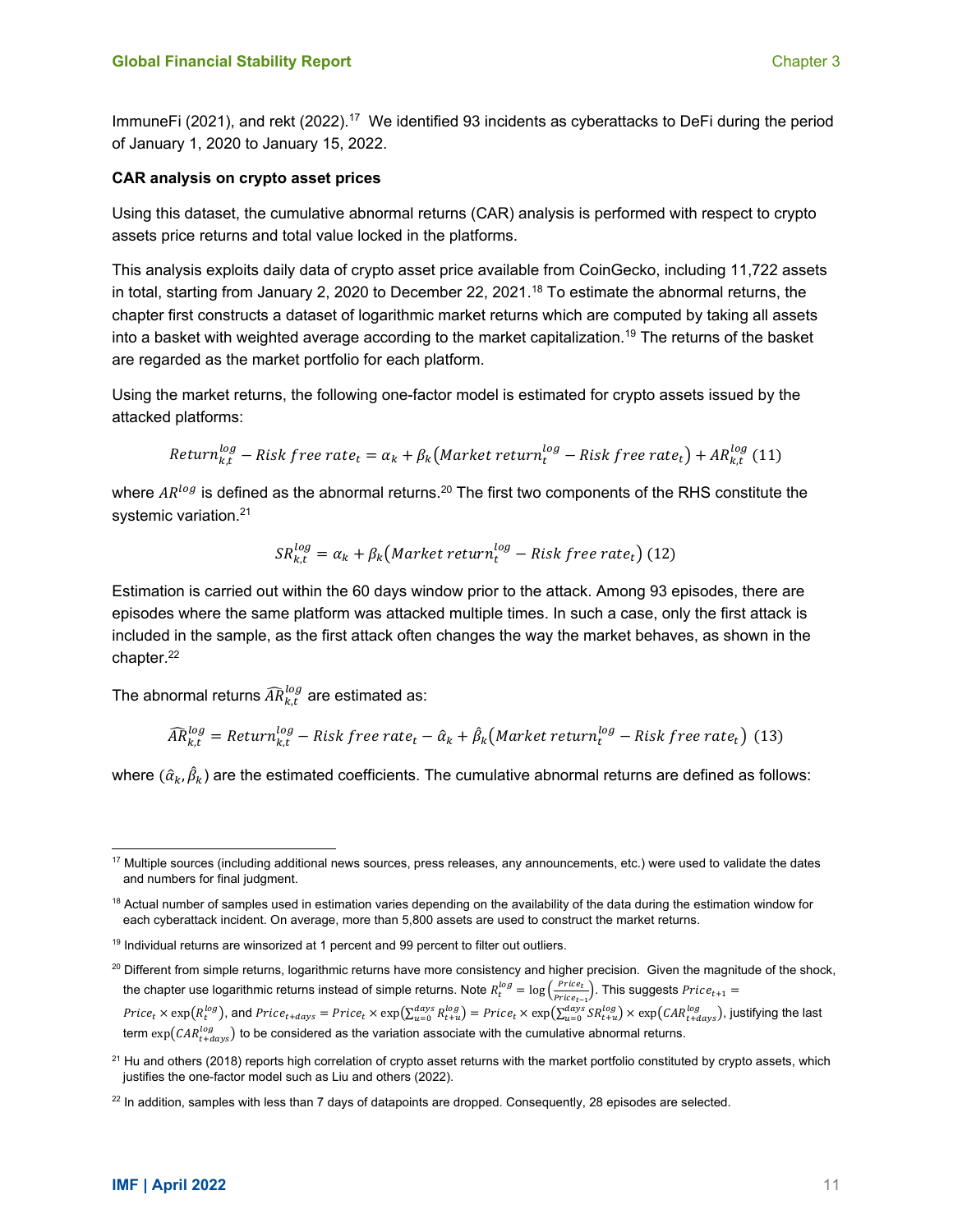ImmuneFi (2021), and rekt (2022).[17] We identified 93 incidents as cyberattacks to DeFi during the period of January 1, 2020 to January 15, 2022.

**CAR analysis on crypto asset prices**

Using this dataset, the cumulative abnormal returns (CAR) analysis is performed with respect to crypto assets price returns and total value locked in the platforms.

This analysis exploits daily data of crypto asset price available from CoinGecko, including 11,722 assets in total, starting from January 2, 2020 to December 22, 2021.[18] To estimate the abnormal returns, the chapter first constructs a dataset of logarithmic market returns which are computed by taking all assets into a basket with weighted average according to the market capitalization.[19] The returns of the basket are regarded as the market portfolio for each platform.

Using the market returns, the following one-factor model is estimated for crypto assets issued by the attacked platforms:

$$Return_{k,t}^{log} - Risk\ free\ rate_t = \alpha_k + \beta_k\left(Market\ return_t^{log} - Risk\ free\ rate_t\right) + AR_{k,t}^{log} \ (11)$$

where $AR^{log}$ is defined as the abnormal returns.[20] The first two components of the RHS constitute the systemic variation.[21]

$$SR_{k,t}^{log} = \alpha_k + \beta_k\left(Market\ return_t^{log} - Risk\ free\ rate_t\right) \ (12)$$

Estimation is carried out within the 60 days window prior to the attack. Among 93 episodes, there are episodes where the same platform was attacked multiple times. In such a case, only the first attack is included in the sample, as the first attack often changes the way the market behaves, as shown in the chapter.[22]

The abnormal returns $\widehat{AR}_{k,t}^{log}$ are estimated as:

$$\widehat{AR}_{k,t}^{log} = Return_{k,t}^{log} - Risk\ free\ rate_t - \hat{\alpha}_k + \hat{\beta}_k\left(Market\ return_t^{log} - Risk\ free\ rate_t\right) \ (13)$$

where $(\hat{\alpha}_k, \hat{\beta}_k)$ are the estimated coefficients. The cumulative abnormal returns are defined as follows:

---

[17] Multiple sources (including additional news sources, press releases, any announcements, etc.) were used to validate the dates and numbers for final judgment.

[18] Actual number of samples used in estimation varies depending on the availability of the data during the estimation window for each cyberattack incident. On average, more than 5,800 assets are used to construct the market returns.

[19] Individual returns are winsorized at 1 percent and 99 percent to filter out outliers.

[20] Different from simple returns, logarithmic returns have more consistency and higher precision. Given the magnitude of the shock, the chapter use logarithmic returns instead of simple returns. Note $R_t^{log} = \log\left(\frac{Price_t}{Price_{t-1}}\right)$. This suggests $Price_{t+1} = Price_t \times \exp\left(R_t^{log}\right)$, and $Price_{t+days} = Price_t \times \exp\left(\sum_{u=0}^{days} R_{t+u}^{log}\right) = Price_t \times \exp\left(\sum_{u=0}^{days} SR_{t+u}^{log}\right) \times \exp\left(CAR_{t+days}^{log}\right)$, justifying the last term $\exp\left(CAR_{t+days}^{log}\right)$ to be considered as the variation associate with the cumulative abnormal returns.

[21] Hu and others (2018) reports high correlation of crypto asset returns with the market portfolio constituted by crypto assets, which justifies the one-factor model such as Liu and others (2022).

[22] In addition, samples with less than 7 days of datapoints are dropped. Consequently, 28 episodes are selected.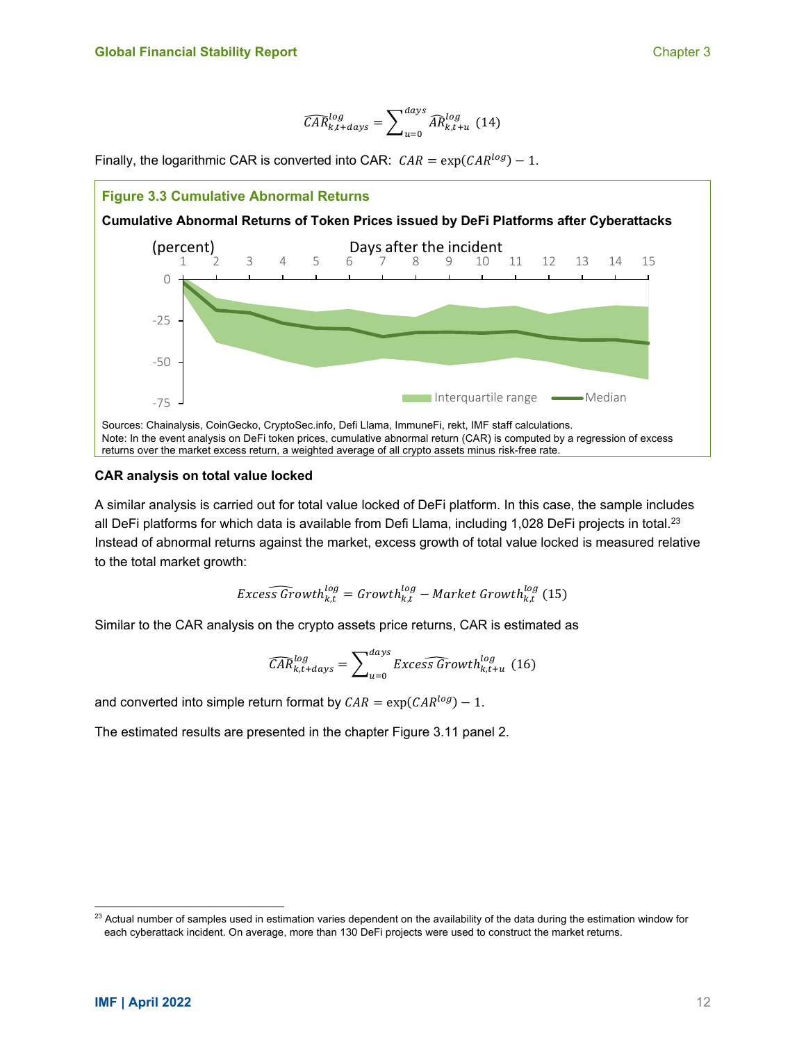$$\widehat{CAR}^{log}_{k,t+days} = \sum_{u=0}^{days} \widehat{AR}^{log}_{k,t+u} \quad (14)$$

Finally, the logarithmic CAR is converted into CAR: $CAR = \exp(CAR^{log}) - 1$.

**Figure 3.3 Cumulative Abnormal Returns**

**Cumulative Abnormal Returns of Token Prices issued by DeFi Platforms after Cyberattacks**

(percent)

Days after the incident

1 2 3 4 5 6 7 8 9 10 11 12 13 14 15

0

-25

-50

-75

Interquartile range

Median

Sources: Chainalysis, CoinGecko, CryptoSec.info, Defi Llama, ImmuneFi, rekt, IMF staff calculations.
Note: In the event analysis on DeFi token prices, cumulative abnormal return (CAR) is computed by a regression of excess returns over the market excess return, a weighted average of all crypto assets minus risk-free rate.

**CAR analysis on total value locked**

A similar analysis is carried out for total value locked of DeFi platform. In this case, the sample includes all DeFi platforms for which data is available from Defi Llama, including 1,028 DeFi projects in total.[23] Instead of abnormal returns against the market, excess growth of total value locked is measured relative to the total market growth:

$$\widehat{Excess\ Growth}^{log}_{k,t} = Growth^{log}_{k,t} - Market\ Growth^{log}_{k,t} \quad (15)$$

Similar to the CAR analysis on the crypto assets price returns, CAR is estimated as

$$\widehat{CAR}^{log}_{k,t+days} = \sum_{u=0}^{days} \widehat{Excess\ Growth}^{log}_{k,t+u} \quad (16)$$

and converted into simple return format by $CAR = \exp(CAR^{log}) - 1$.

The estimated results are presented in the chapter Figure 3.11 panel 2.

[23] Actual number of samples used in estimation varies dependent on the availability of the data during the estimation window for each cyberattack incident. On average, more than 130 DeFi projects were used to construct the market returns.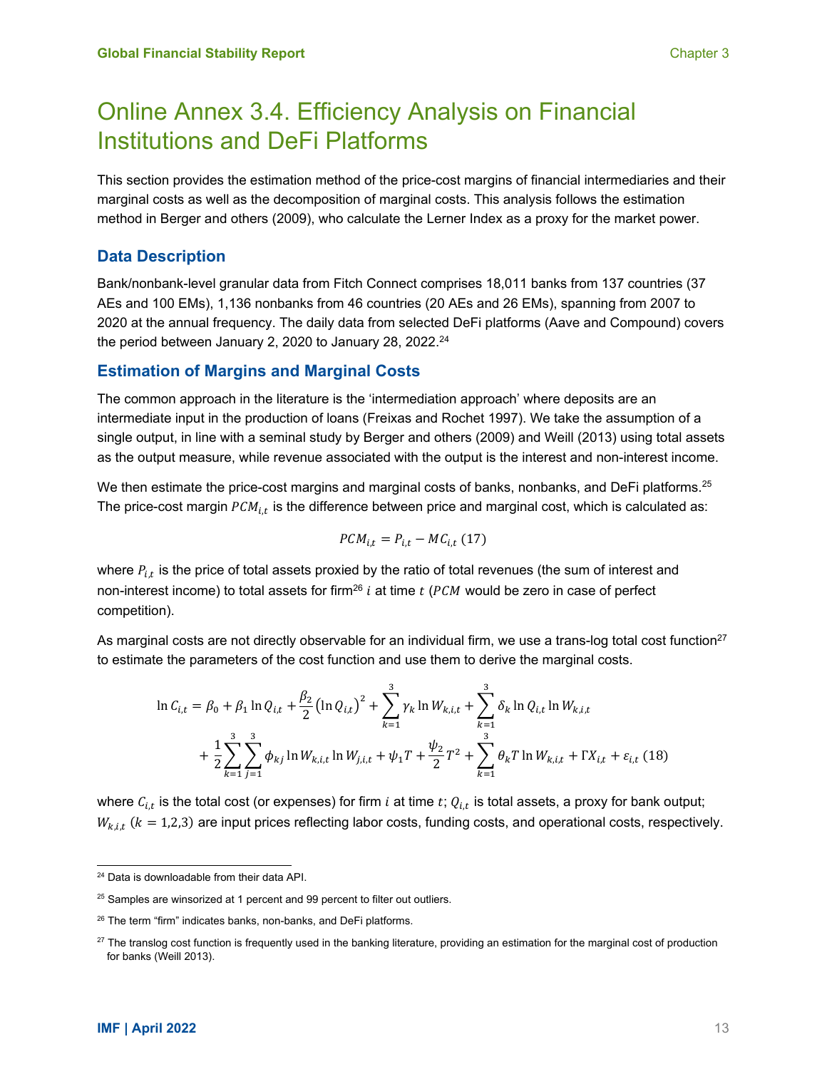# Online Annex 3.4. Efficiency Analysis on Financial Institutions and DeFi Platforms

This section provides the estimation method of the price-cost margins of financial intermediaries and their marginal costs as well as the decomposition of marginal costs. This analysis follows the estimation method in Berger and others (2009), who calculate the Lerner Index as a proxy for the market power.

## Data Description

Bank/nonbank-level granular data from Fitch Connect comprises 18,011 banks from 137 countries (37 AEs and 100 EMs), 1,136 nonbanks from 46 countries (20 AEs and 26 EMs), spanning from 2007 to 2020 at the annual frequency. The daily data from selected DeFi platforms (Aave and Compound) covers the period between January 2, 2020 to January 28, 2022.[24]

## Estimation of Margins and Marginal Costs

The common approach in the literature is the 'intermediation approach' where deposits are an intermediate input in the production of loans (Freixas and Rochet 1997). We take the assumption of a single output, in line with a seminal study by Berger and others (2009) and Weill (2013) using total assets as the output measure, while revenue associated with the output is the interest and non-interest income.

We then estimate the price-cost margins and marginal costs of banks, nonbanks, and DeFi platforms.[25] The price-cost margin $PCM_{i,t}$ is the difference between price and marginal cost, which is calculated as:

$$PCM_{i,t} = P_{i,t} - MC_{i,t} \quad (17)$$

where $P_{i,t}$ is the price of total assets proxied by the ratio of total revenues (the sum of interest and non-interest income) to total assets for firm[26] $i$ at time $t$ ($PCM$ would be zero in case of perfect competition).

As marginal costs are not directly observable for an individual firm, we use a trans-log total cost function[27] to estimate the parameters of the cost function and use them to derive the marginal costs.

$$\ln C_{i,t} = \beta_0 + \beta_1 \ln Q_{i,t} + \frac{\beta_2}{2}\left(\ln Q_{i,t}\right)^2 + \sum_{k=1}^{3} \gamma_k \ln W_{k,i,t} + \sum_{k=1}^{3} \delta_k \ln Q_{i,t} \ln W_{k,i,t} + \frac{1}{2}\sum_{k=1}^{3}\sum_{j=1}^{3} \phi_{kj} \ln W_{k,i,t} \ln W_{j,i,t} + \psi_1 T + \frac{\psi_2}{2} T^2 + \sum_{k=1}^{3} \theta_k T \ln W_{k,i,t} + \Gamma X_{i,t} + \varepsilon_{i,t} \quad (18)$$

where $C_{i,t}$ is the total cost (or expenses) for firm $i$ at time $t$; $Q_{i,t}$ is total assets, a proxy for bank output; $W_{k,i,t}$ ($k = 1,2,3$) are input prices reflecting labor costs, funding costs, and operational costs, respectively.

---

[24] Data is downloadable from their data API.

[25] Samples are winsorized at 1 percent and 99 percent to filter out outliers.

[26] The term "firm" indicates banks, non-banks, and DeFi platforms.

[27] The translog cost function is frequently used in the banking literature, providing an estimation for the marginal cost of production for banks (Weill 2013).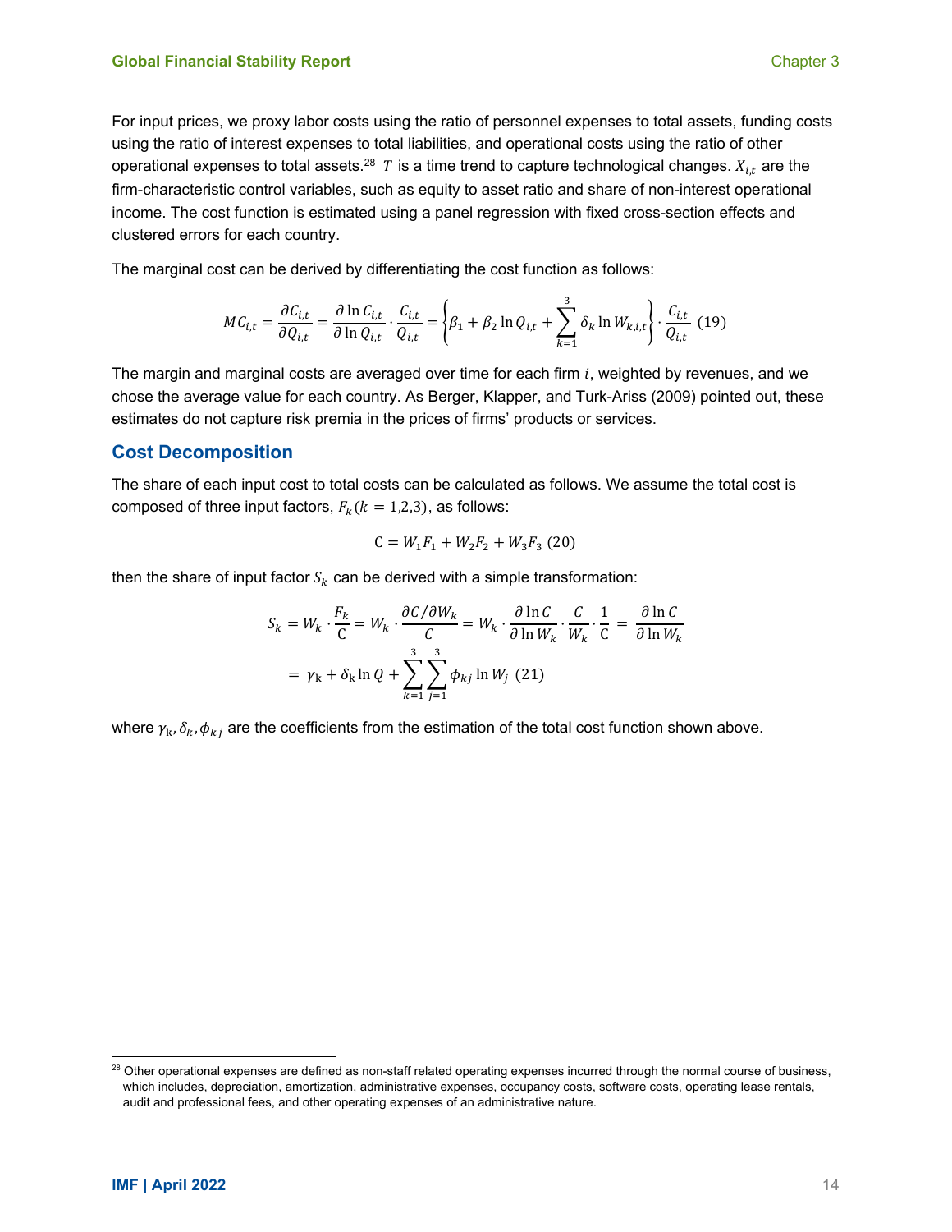For input prices, we proxy labor costs using the ratio of personnel expenses to total assets, funding costs using the ratio of interest expenses to total liabilities, and operational costs using the ratio of other operational expenses to total assets.[28] $T$ is a time trend to capture technological changes. $X_{i,t}$ are the firm-characteristic control variables, such as equity to asset ratio and share of non-interest operational income. The cost function is estimated using a panel regression with fixed cross-section effects and clustered errors for each country.

The marginal cost can be derived by differentiating the cost function as follows:

$$MC_{i,t} = \frac{\partial C_{i,t}}{\partial Q_{i,t}} = \frac{\partial \ln C_{i,t}}{\partial \ln Q_{i,t}} \cdot \frac{C_{i,t}}{Q_{i,t}} = \left\{ \beta_1 + \beta_2 \ln Q_{i,t} + \sum_{k=1}^{3} \delta_k \ln W_{k,i,t} \right\} \cdot \frac{C_{i,t}}{Q_{i,t}} \quad (19)$$

The margin and marginal costs are averaged over time for each firm $i$, weighted by revenues, and we chose the average value for each country. As Berger, Klapper, and Turk-Ariss (2009) pointed out, these estimates do not capture risk premia in the prices of firms' products or services.

## Cost Decomposition

The share of each input cost to total costs can be calculated as follows. We assume the total cost is composed of three input factors, $F_k (k = 1,2,3)$, as follows:

$$\mathrm{C} = W_1 F_1 + W_2 F_2 + W_3 F_3 \quad (20)$$

then the share of input factor $S_k$ can be derived with a simple transformation:

$$S_k = W_k \cdot \frac{F_k}{\mathrm{C}} = W_k \cdot \frac{\partial C / \partial W_k}{C} = W_k \cdot \frac{\partial \ln C}{\partial \ln W_k} \cdot \frac{C}{W_k} \cdot \frac{1}{\mathrm{C}} = \frac{\partial \ln C}{\partial \ln W_k}$$
$$= \gamma_{\mathrm{k}} + \delta_{\mathrm{k}} \ln Q + \sum_{k=1}^{3} \sum_{j=1}^{3} \phi_{kj} \ln W_j \quad (21)$$

where $\gamma_{\mathrm{k}}, \delta_k, \phi_{kj}$ are the coefficients from the estimation of the total cost function shown above.

[28] Other operational expenses are defined as non-staff related operating expenses incurred through the normal course of business, which includes, depreciation, amortization, administrative expenses, occupancy costs, software costs, operating lease rentals, audit and professional fees, and other operating expenses of an administrative nature.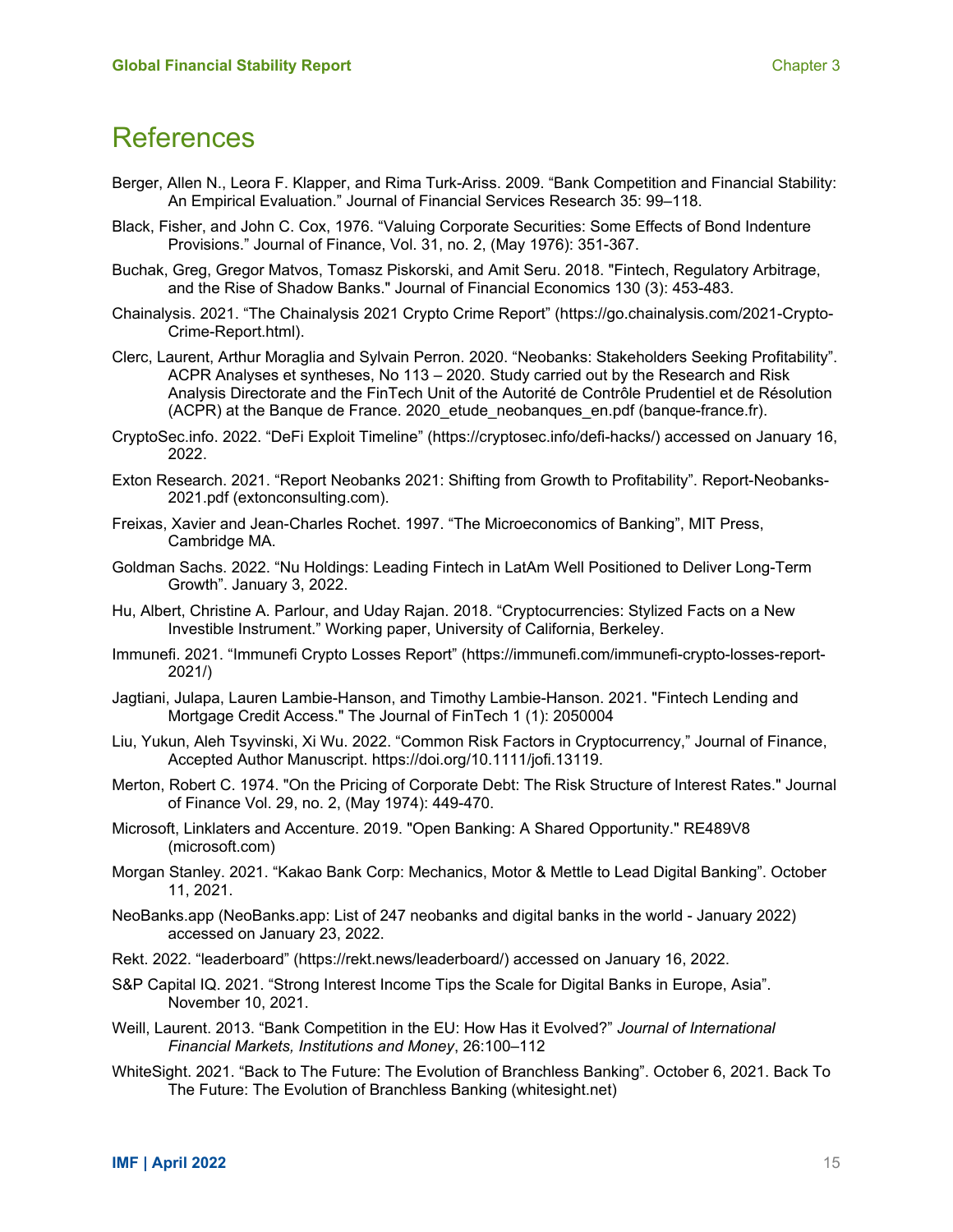# References

Berger, Allen N., Leora F. Klapper, and Rima Turk-Ariss. 2009. “Bank Competition and Financial Stability: An Empirical Evaluation.” Journal of Financial Services Research 35: 99–118.

Black, Fisher, and John C. Cox, 1976. “Valuing Corporate Securities: Some Effects of Bond Indenture Provisions.” Journal of Finance, Vol. 31, no. 2, (May 1976): 351-367.

Buchak, Greg, Gregor Matvos, Tomasz Piskorski, and Amit Seru. 2018. "Fintech, Regulatory Arbitrage, and the Rise of Shadow Banks." Journal of Financial Economics 130 (3): 453-483.

Chainalysis. 2021. “The Chainalysis 2021 Crypto Crime Report” (https://go.chainalysis.com/2021-Crypto-Crime-Report.html).

Clerc, Laurent, Arthur Moraglia and Sylvain Perron. 2020. “Neobanks: Stakeholders Seeking Profitability”. ACPR Analyses et syntheses, No 113 – 2020. Study carried out by the Research and Risk Analysis Directorate and the FinTech Unit of the Autorité de Contrôle Prudentiel et de Résolution (ACPR) at the Banque de France. 2020_etude_neobanques_en.pdf (banque-france.fr).

CryptoSec.info. 2022. “DeFi Exploit Timeline” (https://cryptosec.info/defi-hacks/) accessed on January 16, 2022.

Exton Research. 2021. “Report Neobanks 2021: Shifting from Growth to Profitability”. Report-Neobanks-2021.pdf (extonconsulting.com).

Freixas, Xavier and Jean-Charles Rochet. 1997. “The Microeconomics of Banking”, MIT Press, Cambridge MA.

Goldman Sachs. 2022. “Nu Holdings: Leading Fintech in LatAm Well Positioned to Deliver Long-Term Growth”. January 3, 2022.

Hu, Albert, Christine A. Parlour, and Uday Rajan. 2018. “Cryptocurrencies: Stylized Facts on a New Investible Instrument.” Working paper, University of California, Berkeley.

Immunefi. 2021. “Immunefi Crypto Losses Report” (https://immunefi.com/immunefi-crypto-losses-report-2021/)

Jagtiani, Julapa, Lauren Lambie-Hanson, and Timothy Lambie-Hanson. 2021. "Fintech Lending and Mortgage Credit Access." The Journal of FinTech 1 (1): 2050004

Liu, Yukun, Aleh Tsyvinski, Xi Wu. 2022. “Common Risk Factors in Cryptocurrency,” Journal of Finance, Accepted Author Manuscript. https://doi.org/10.1111/jofi.13119.

Merton, Robert C. 1974. "On the Pricing of Corporate Debt: The Risk Structure of Interest Rates." Journal of Finance Vol. 29, no. 2, (May 1974): 449-470.

Microsoft, Linklaters and Accenture. 2019. "Open Banking: A Shared Opportunity." RE489V8 (microsoft.com)

Morgan Stanley. 2021. “Kakao Bank Corp: Mechanics, Motor & Mettle to Lead Digital Banking”. October 11, 2021.

NeoBanks.app (NeoBanks.app: List of 247 neobanks and digital banks in the world - January 2022) accessed on January 23, 2022.

Rekt. 2022. “leaderboard” (https://rekt.news/leaderboard/) accessed on January 16, 2022.

S&P Capital IQ. 2021. “Strong Interest Income Tips the Scale for Digital Banks in Europe, Asia”. November 10, 2021.

Weill, Laurent. 2013. “Bank Competition in the EU: How Has it Evolved?” *Journal of International Financial Markets, Institutions and Money*, 26:100–112

WhiteSight. 2021. “Back to The Future: The Evolution of Branchless Banking”. October 6, 2021. Back To The Future: The Evolution of Branchless Banking (whitesight.net)